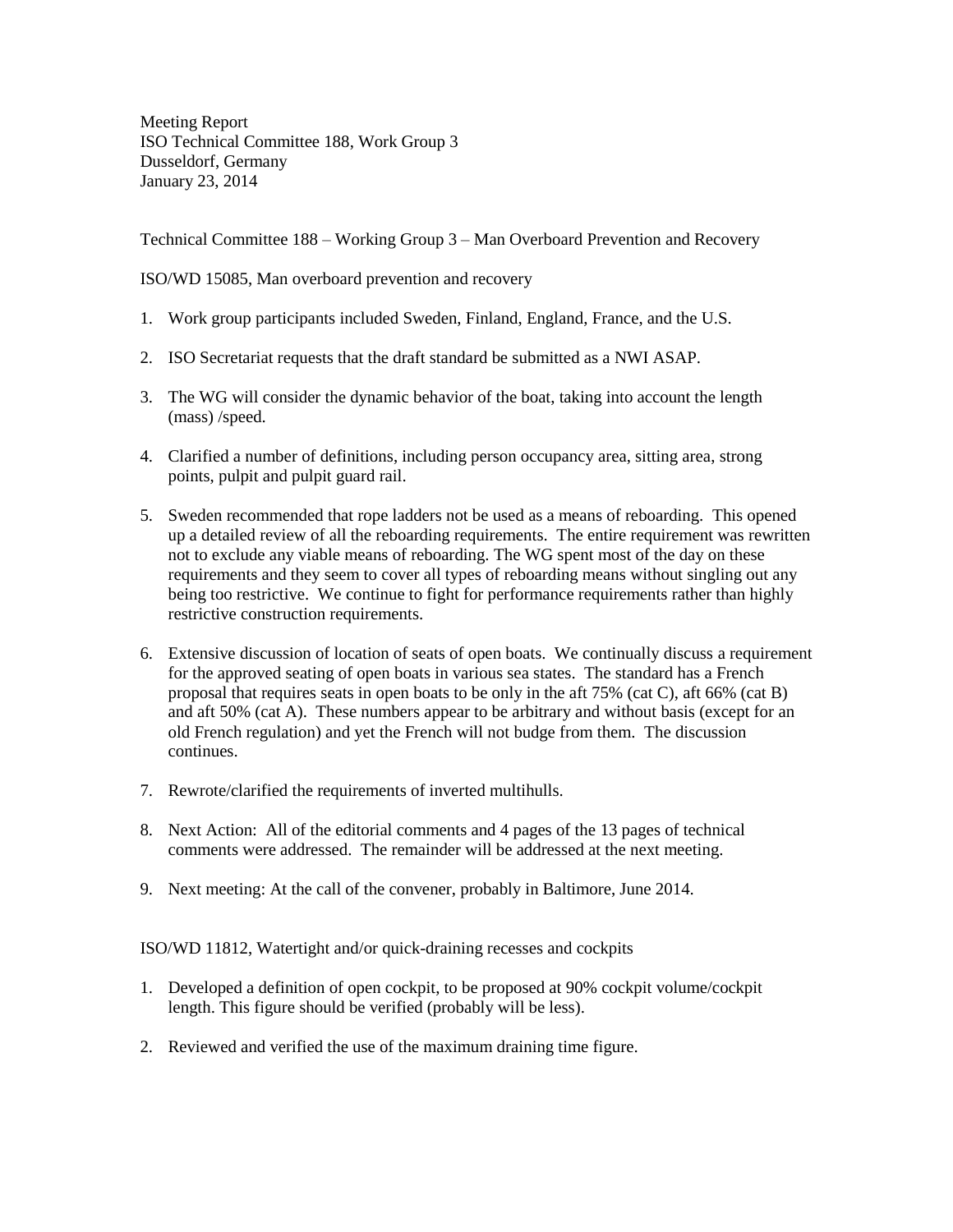Meeting Report
ISO Technical Committee 188, Work Group 3
Dusseldorf, Germany
January 23, 2014

Technical Committee 188 – Working Group 3 – Man Overboard Prevention and Recovery

ISO/WD 15085, Man overboard prevention and recovery

1. Work group participants included Sweden, Finland, England, France, and the U.S.

2. ISO Secretariat requests that the draft standard be submitted as a NWI ASAP.

3. The WG will consider the dynamic behavior of the boat, taking into account the length (mass) /speed.

4. Clarified a number of definitions, including person occupancy area, sitting area, strong points, pulpit and pulpit guard rail.

5. Sweden recommended that rope ladders not be used as a means of reboarding. This opened up a detailed review of all the reboarding requirements. The entire requirement was rewritten not to exclude any viable means of reboarding. The WG spent most of the day on these requirements and they seem to cover all types of reboarding means without singling out any being too restrictive. We continue to fight for performance requirements rather than highly restrictive construction requirements.

6. Extensive discussion of location of seats of open boats. We continually discuss a requirement for the approved seating of open boats in various sea states. The standard has a French proposal that requires seats in open boats to be only in the aft 75% (cat C), aft 66% (cat B) and aft 50% (cat A). These numbers appear to be arbitrary and without basis (except for an old French regulation) and yet the French will not budge from them. The discussion continues.

7. Rewrote/clarified the requirements of inverted multihulls.

8. Next Action: All of the editorial comments and 4 pages of the 13 pages of technical comments were addressed. The remainder will be addressed at the next meeting.

9. Next meeting: At the call of the convener, probably in Baltimore, June 2014.

ISO/WD 11812, Watertight and/or quick-draining recesses and cockpits

1. Developed a definition of open cockpit, to be proposed at 90% cockpit volume/cockpit length. This figure should be verified (probably will be less).

2. Reviewed and verified the use of the maximum draining time figure.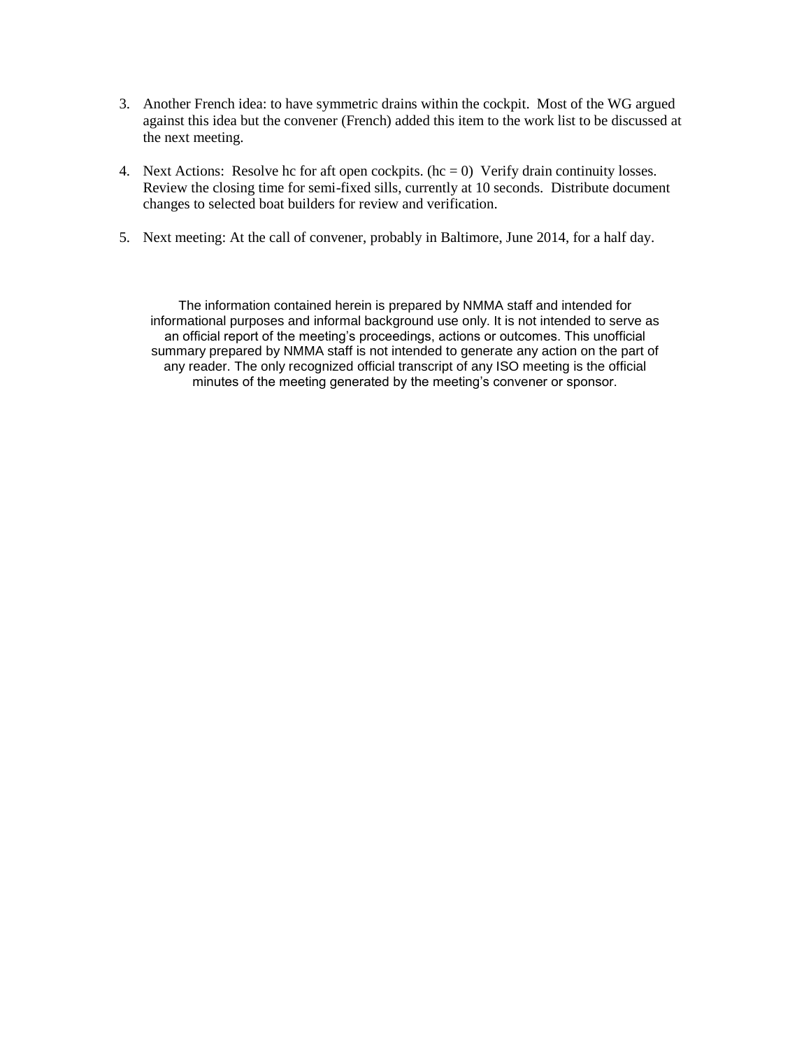3. Another French idea: to have symmetric drains within the cockpit. Most of the WG argued against this idea but the convener (French) added this item to the work list to be discussed at the next meeting.

4. Next Actions: Resolve hc for aft open cockpits. (hc = 0) Verify drain continuity losses. Review the closing time for semi-fixed sills, currently at 10 seconds. Distribute document changes to selected boat builders for review and verification.

5. Next meeting: At the call of convener, probably in Baltimore, June 2014, for a half day.

The information contained herein is prepared by NMMA staff and intended for informational purposes and informal background use only. It is not intended to serve as an official report of the meeting's proceedings, actions or outcomes. This unofficial summary prepared by NMMA staff is not intended to generate any action on the part of any reader. The only recognized official transcript of any ISO meeting is the official minutes of the meeting generated by the meeting's convener or sponsor.